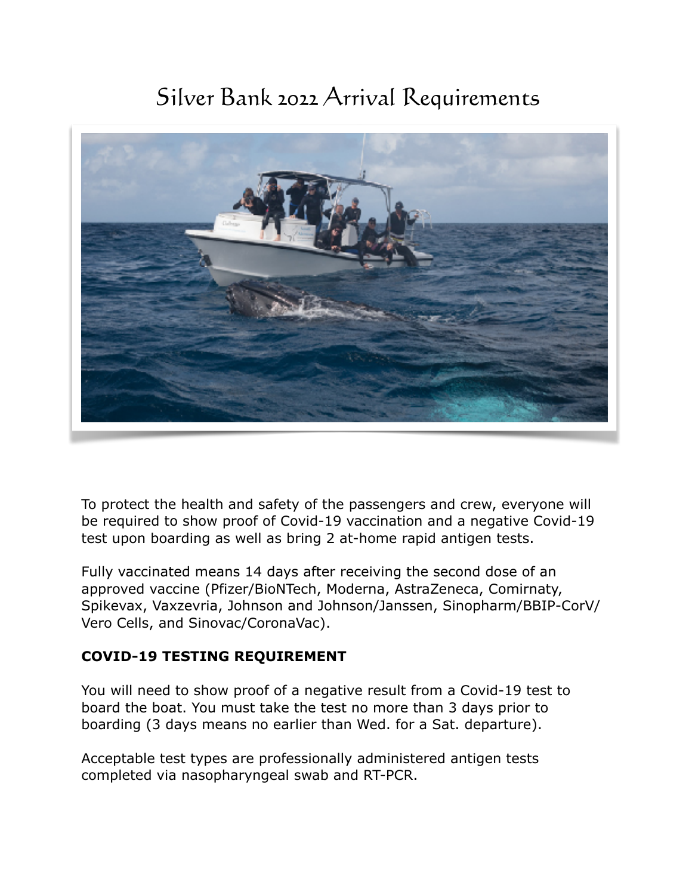# Silver Bank 2022 Arrival Requirements

To protect the health and safety of the passengers and crew, everyone will be required to show proof of Covid-19 vaccination and a negative Covid-19 test upon boarding as well as bring 2 at-home rapid antigen tests.

Fully vaccinated means 14 days after receiving the second dose of an approved vaccine (Pfizer/BioNTech, Moderna, AstraZeneca, Comirnaty, Spikevax, Vaxzevria, Johnson and Johnson/Janssen, Sinopharm/BBIP-CorV/Vero Cells, and Sinovac/CoronaVac).

**COVID-19 TESTING REQUIREMENT**

You will need to show proof of a negative result from a Covid-19 test to board the boat. You must take the test no more than 3 days prior to boarding (3 days means no earlier than Wed. for a Sat. departure).

Acceptable test types are professionally administered antigen tests completed via nasopharyngeal swab and RT-PCR.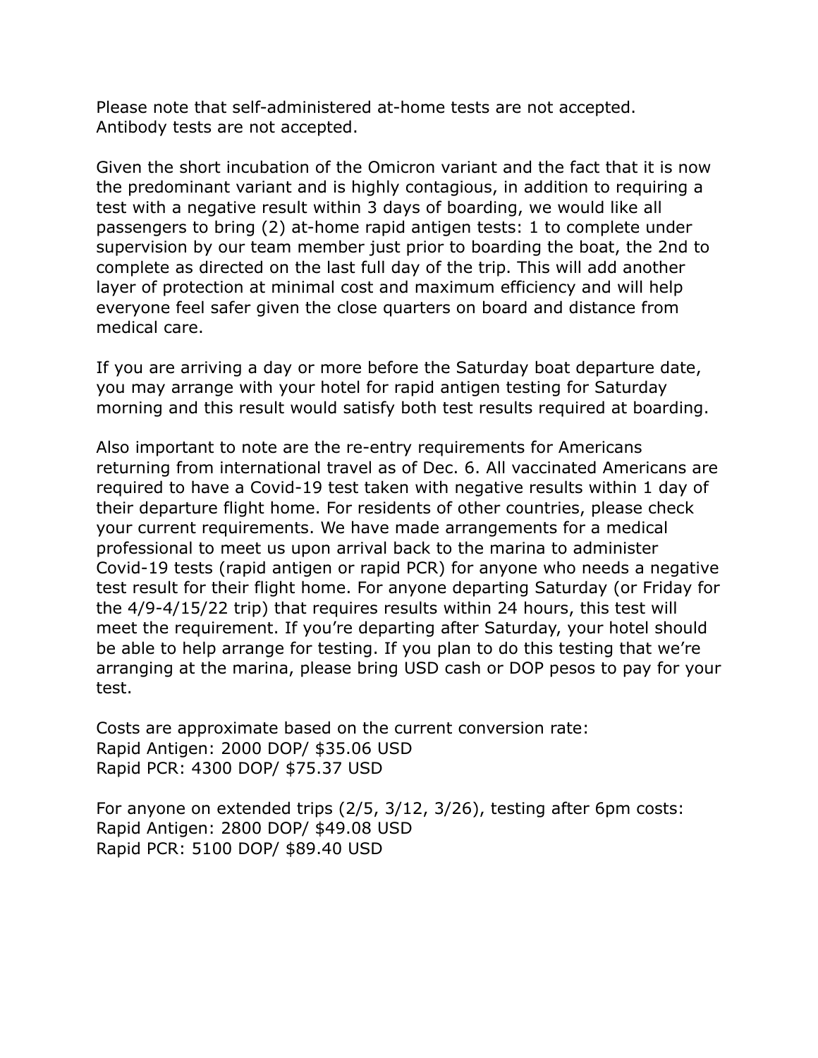Please note that self-administered at-home tests are not accepted.
Antibody tests are not accepted.

Given the short incubation of the Omicron variant and the fact that it is now the predominant variant and is highly contagious, in addition to requiring a test with a negative result within 3 days of boarding, we would like all passengers to bring (2) at-home rapid antigen tests: 1 to complete under supervision by our team member just prior to boarding the boat, the 2nd to complete as directed on the last full day of the trip. This will add another layer of protection at minimal cost and maximum efficiency and will help everyone feel safer given the close quarters on board and distance from medical care.

If you are arriving a day or more before the Saturday boat departure date, you may arrange with your hotel for rapid antigen testing for Saturday morning and this result would satisfy both test results required at boarding.

Also important to note are the re-entry requirements for Americans returning from international travel as of Dec. 6. All vaccinated Americans are required to have a Covid-19 test taken with negative results within 1 day of their departure flight home. For residents of other countries, please check your current requirements. We have made arrangements for a medical professional to meet us upon arrival back to the marina to administer Covid-19 tests (rapid antigen or rapid PCR) for anyone who needs a negative test result for their flight home. For anyone departing Saturday (or Friday for the 4/9-4/15/22 trip) that requires results within 24 hours, this test will meet the requirement. If you're departing after Saturday, your hotel should be able to help arrange for testing. If you plan to do this testing that we're arranging at the marina, please bring USD cash or DOP pesos to pay for your test.

Costs are approximate based on the current conversion rate:
Rapid Antigen: 2000 DOP/ $35.06 USD
Rapid PCR: 4300 DOP/ $75.37 USD

For anyone on extended trips (2/5, 3/12, 3/26), testing after 6pm costs:
Rapid Antigen: 2800 DOP/ $49.08 USD
Rapid PCR: 5100 DOP/ $89.40 USD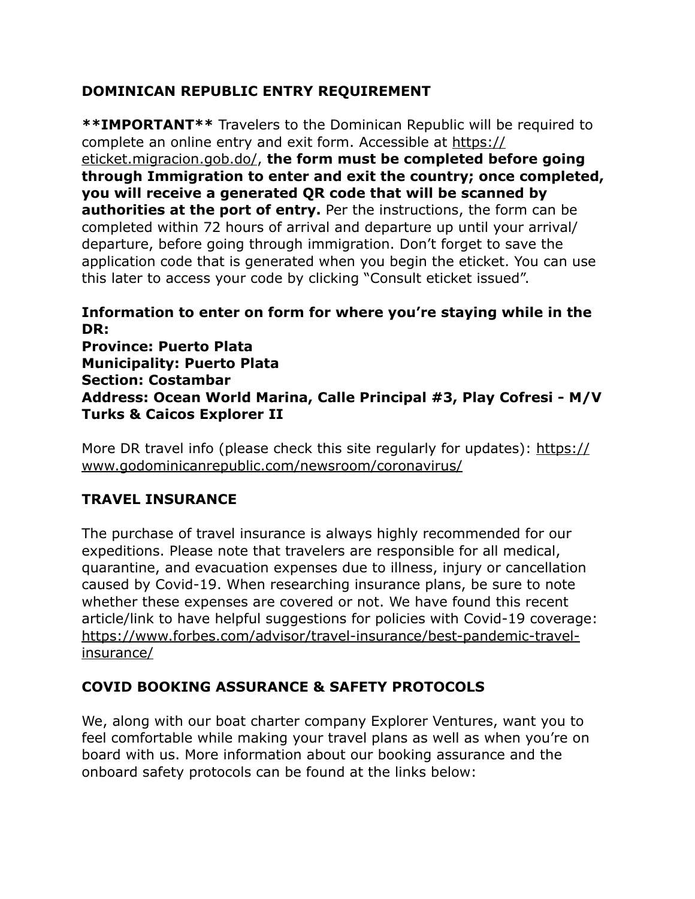## DOMINICAN REPUBLIC ENTRY REQUIREMENT

**\*\*IMPORTANT\*\*** Travelers to the Dominican Republic will be required to complete an online entry and exit form. Accessible at https://eticket.migracion.gob.do/, **the form must be completed before going through Immigration to enter and exit the country; once completed, you will receive a generated QR code that will be scanned by authorities at the port of entry.** Per the instructions, the form can be completed within 72 hours of arrival and departure up until your arrival/departure, before going through immigration. Don't forget to save the application code that is generated when you begin the eticket. You can use this later to access your code by clicking "Consult eticket issued".

**Information to enter on form for where you're staying while in the DR:**
**Province: Puerto Plata**
**Municipality: Puerto Plata**
**Section: Costambar**
**Address: Ocean World Marina, Calle Principal #3, Play Cofresi - M/V Turks & Caicos Explorer II**

More DR travel info (please check this site regularly for updates): https://www.godominicanrepublic.com/newsroom/coronavirus/

## TRAVEL INSURANCE

The purchase of travel insurance is always highly recommended for our expeditions. Please note that travelers are responsible for all medical, quarantine, and evacuation expenses due to illness, injury or cancellation caused by Covid-19. When researching insurance plans, be sure to note whether these expenses are covered or not. We have found this recent article/link to have helpful suggestions for policies with Covid-19 coverage: https://www.forbes.com/advisor/travel-insurance/best-pandemic-travel-insurance/

## COVID BOOKING ASSURANCE & SAFETY PROTOCOLS

We, along with our boat charter company Explorer Ventures, want you to feel comfortable while making your travel plans as well as when you're on board with us. More information about our booking assurance and the onboard safety protocols can be found at the links below: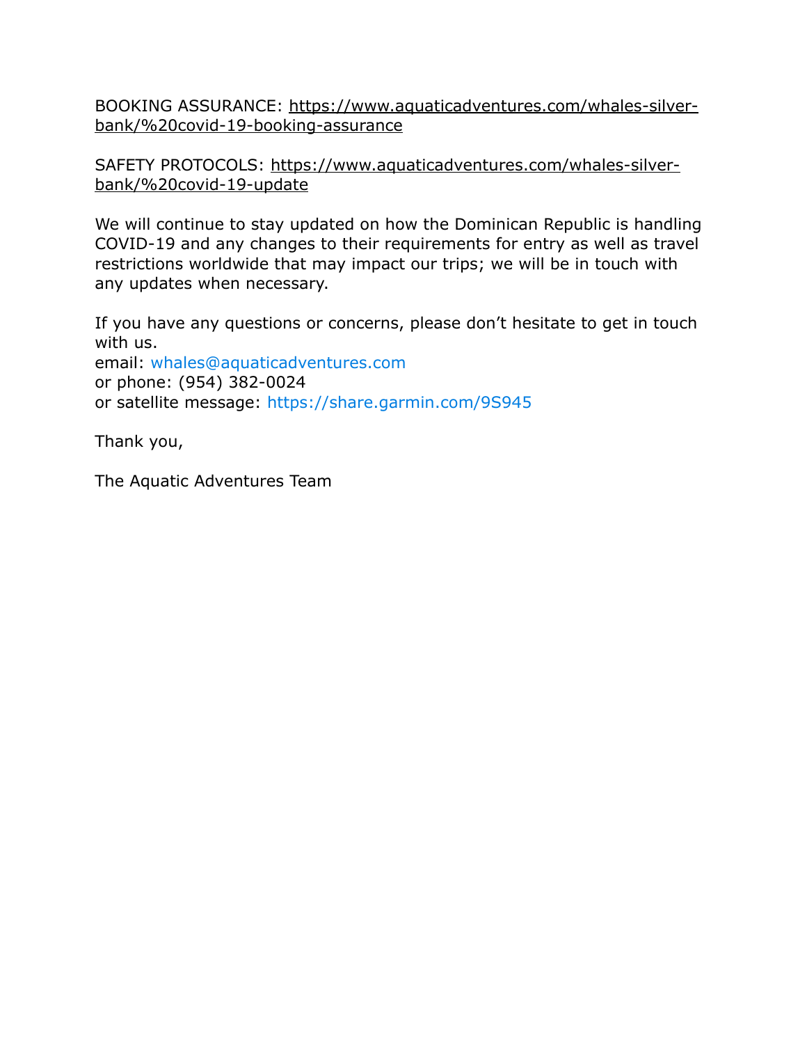BOOKING ASSURANCE: https://www.aquaticadventures.com/whales-silver-bank/%20covid-19-booking-assurance

SAFETY PROTOCOLS: https://www.aquaticadventures.com/whales-silver-bank/%20covid-19-update

We will continue to stay updated on how the Dominican Republic is handling COVID-19 and any changes to their requirements for entry as well as travel restrictions worldwide that may impact our trips; we will be in touch with any updates when necessary.

If you have any questions or concerns, please don't hesitate to get in touch with us.
email: whales@aquaticadventures.com
or phone: (954) 382-0024
or satellite message: https://share.garmin.com/9S945

Thank you,

The Aquatic Adventures Team